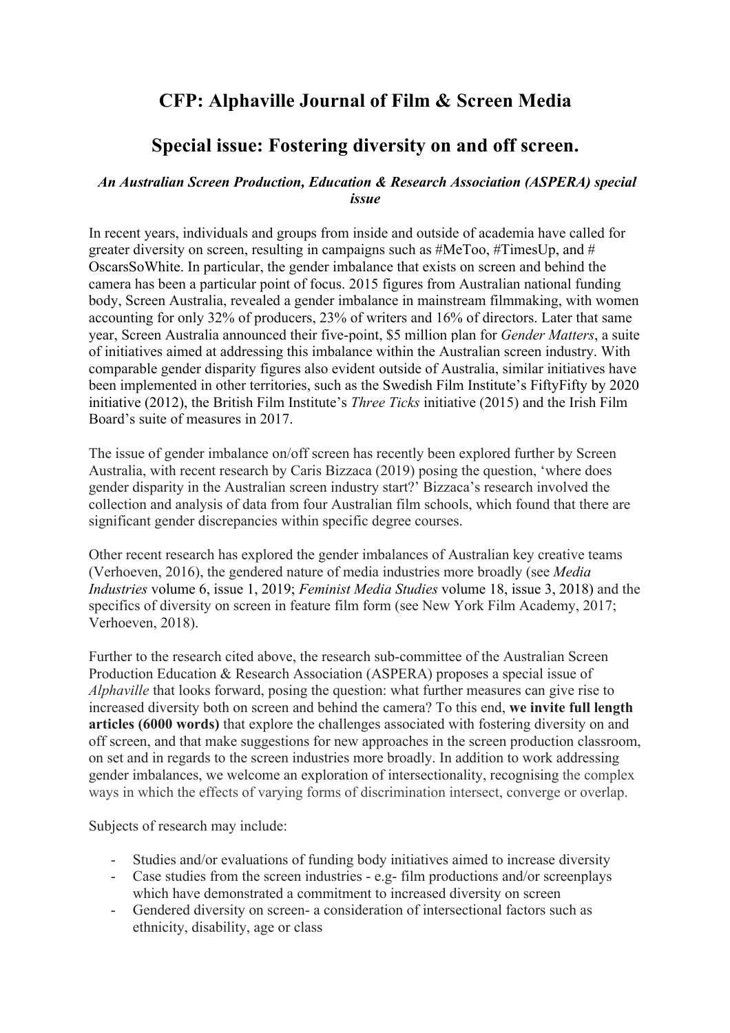# CFP: Alphaville Journal of Film & Screen Media

## Special issue: Fostering diversity on and off screen.

***An Australian Screen Production, Education & Research Association (ASPERA) special issue***

In recent years, individuals and groups from inside and outside of academia have called for greater diversity on screen, resulting in campaigns such as #MeToo, #TimesUp, and # OscarsSoWhite. In particular, the gender imbalance that exists on screen and behind the camera has been a particular point of focus. 2015 figures from Australian national funding body, Screen Australia, revealed a gender imbalance in mainstream filmmaking, with women accounting for only 32% of producers, 23% of writers and 16% of directors. Later that same year, Screen Australia announced their five-point, $5 million plan for *Gender Matters*, a suite of initiatives aimed at addressing this imbalance within the Australian screen industry. With comparable gender disparity figures also evident outside of Australia, similar initiatives have been implemented in other territories, such as the Swedish Film Institute's FiftyFifty by 2020 initiative (2012), the British Film Institute's *Three Ticks* initiative (2015) and the Irish Film Board's suite of measures in 2017.

The issue of gender imbalance on/off screen has recently been explored further by Screen Australia, with recent research by Caris Bizzaca (2019) posing the question, 'where does gender disparity in the Australian screen industry start?' Bizzaca's research involved the collection and analysis of data from four Australian film schools, which found that there are significant gender discrepancies within specific degree courses.

Other recent research has explored the gender imbalances of Australian key creative teams (Verhoeven, 2016), the gendered nature of media industries more broadly (see *Media Industries* volume 6, issue 1, 2019; *Feminist Media Studies* volume 18, issue 3, 2018) and the specifics of diversity on screen in feature film form (see New York Film Academy, 2017; Verhoeven, 2018).

Further to the research cited above, the research sub-committee of the Australian Screen Production Education & Research Association (ASPERA) proposes a special issue of *Alphaville* that looks forward, posing the question: what further measures can give rise to increased diversity both on screen and behind the camera? To this end, **we invite full length articles (6000 words)** that explore the challenges associated with fostering diversity on and off screen, and that make suggestions for new approaches in the screen production classroom, on set and in regards to the screen industries more broadly. In addition to work addressing gender imbalances, we welcome an exploration of intersectionality, recognising the complex ways in which the effects of varying forms of discrimination intersect, converge or overlap.

Subjects of research may include:

- Studies and/or evaluations of funding body initiatives aimed to increase diversity
- Case studies from the screen industries - e.g- film productions and/or screenplays which have demonstrated a commitment to increased diversity on screen
- Gendered diversity on screen- a consideration of intersectional factors such as ethnicity, disability, age or class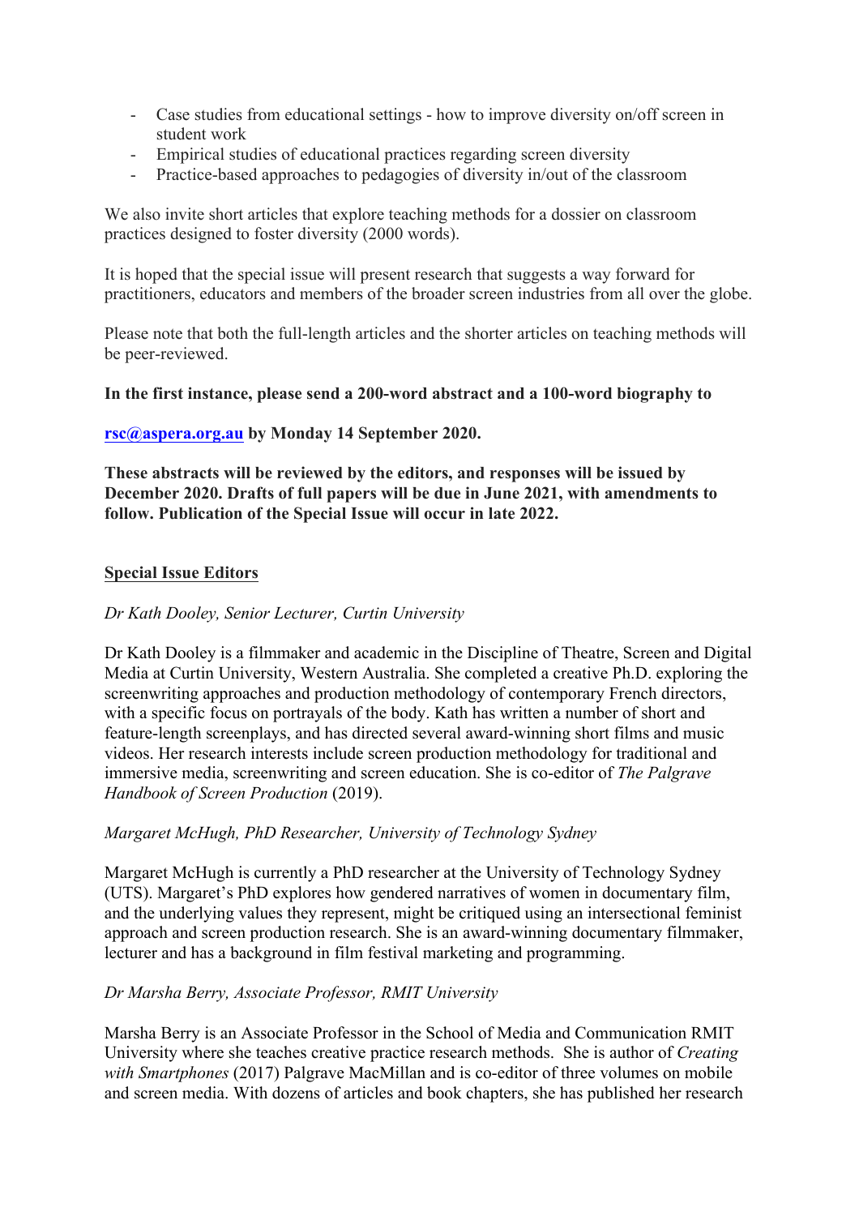- Case studies from educational settings - how to improve diversity on/off screen in student work
- Empirical studies of educational practices regarding screen diversity
- Practice-based approaches to pedagogies of diversity in/out of the classroom

We also invite short articles that explore teaching methods for a dossier on classroom practices designed to foster diversity (2000 words).

It is hoped that the special issue will present research that suggests a way forward for practitioners, educators and members of the broader screen industries from all over the globe.

Please note that both the full-length articles and the shorter articles on teaching methods will be peer-reviewed.

**In the first instance, please send a 200-word abstract and a 100-word biography to**

**[rsc@aspera.org.au](mailto:rsc@aspera.org.au) by Monday 14 September 2020.**

**These abstracts will be reviewed by the editors, and responses will be issued by December 2020. Drafts of full papers will be due in June 2021, with amendments to follow. Publication of the Special Issue will occur in late 2022.**

## Special Issue Editors

*Dr Kath Dooley, Senior Lecturer, Curtin University*

Dr Kath Dooley is a filmmaker and academic in the Discipline of Theatre, Screen and Digital Media at Curtin University, Western Australia. She completed a creative Ph.D. exploring the screenwriting approaches and production methodology of contemporary French directors, with a specific focus on portrayals of the body. Kath has written a number of short and feature-length screenplays, and has directed several award-winning short films and music videos. Her research interests include screen production methodology for traditional and immersive media, screenwriting and screen education. She is co-editor of *The Palgrave Handbook of Screen Production* (2019).

*Margaret McHugh, PhD Researcher, University of Technology Sydney*

Margaret McHugh is currently a PhD researcher at the University of Technology Sydney (UTS). Margaret's PhD explores how gendered narratives of women in documentary film, and the underlying values they represent, might be critiqued using an intersectional feminist approach and screen production research. She is an award-winning documentary filmmaker, lecturer and has a background in film festival marketing and programming.

*Dr Marsha Berry, Associate Professor, RMIT University*

Marsha Berry is an Associate Professor in the School of Media and Communication RMIT University where she teaches creative practice research methods. She is author of *Creating with Smartphones* (2017) Palgrave MacMillan and is co-editor of three volumes on mobile and screen media. With dozens of articles and book chapters, she has published her research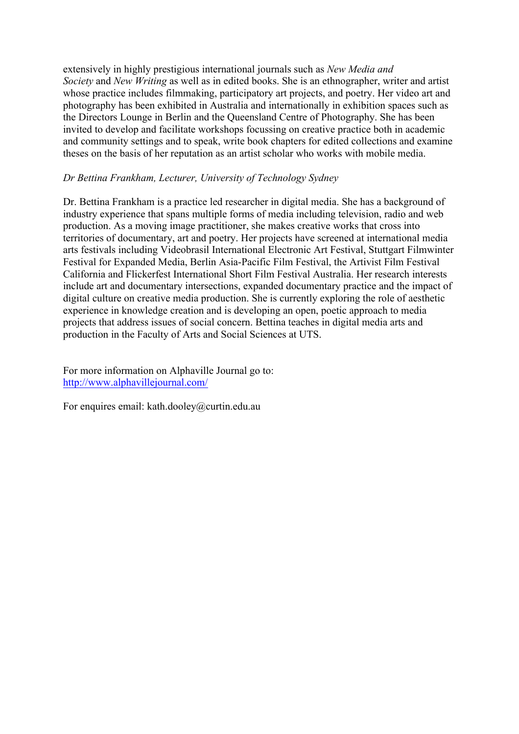extensively in highly prestigious international journals such as *New Media and Society* and *New Writing* as well as in edited books. She is an ethnographer, writer and artist whose practice includes filmmaking, participatory art projects, and poetry. Her video art and photography has been exhibited in Australia and internationally in exhibition spaces such as the Directors Lounge in Berlin and the Queensland Centre of Photography. She has been invited to develop and facilitate workshops focussing on creative practice both in academic and community settings and to speak, write book chapters for edited collections and examine theses on the basis of her reputation as an artist scholar who works with mobile media.

*Dr Bettina Frankham, Lecturer, University of Technology Sydney*

Dr. Bettina Frankham is a practice led researcher in digital media. She has a background of industry experience that spans multiple forms of media including television, radio and web production. As a moving image practitioner, she makes creative works that cross into territories of documentary, art and poetry. Her projects have screened at international media arts festivals including Videobrasil International Electronic Art Festival, Stuttgart Filmwinter Festival for Expanded Media, Berlin Asia-Pacific Film Festival, the Artivist Film Festival California and Flickerfest International Short Film Festival Australia. Her research interests include art and documentary intersections, expanded documentary practice and the impact of digital culture on creative media production. She is currently exploring the role of aesthetic experience in knowledge creation and is developing an open, poetic approach to media projects that address issues of social concern. Bettina teaches in digital media arts and production in the Faculty of Arts and Social Sciences at UTS.

For more information on Alphaville Journal go to:
[http://www.alphavillejournal.com/](http://www.alphavillejournal.com/)

For enquires email: kath.dooley@curtin.edu.au